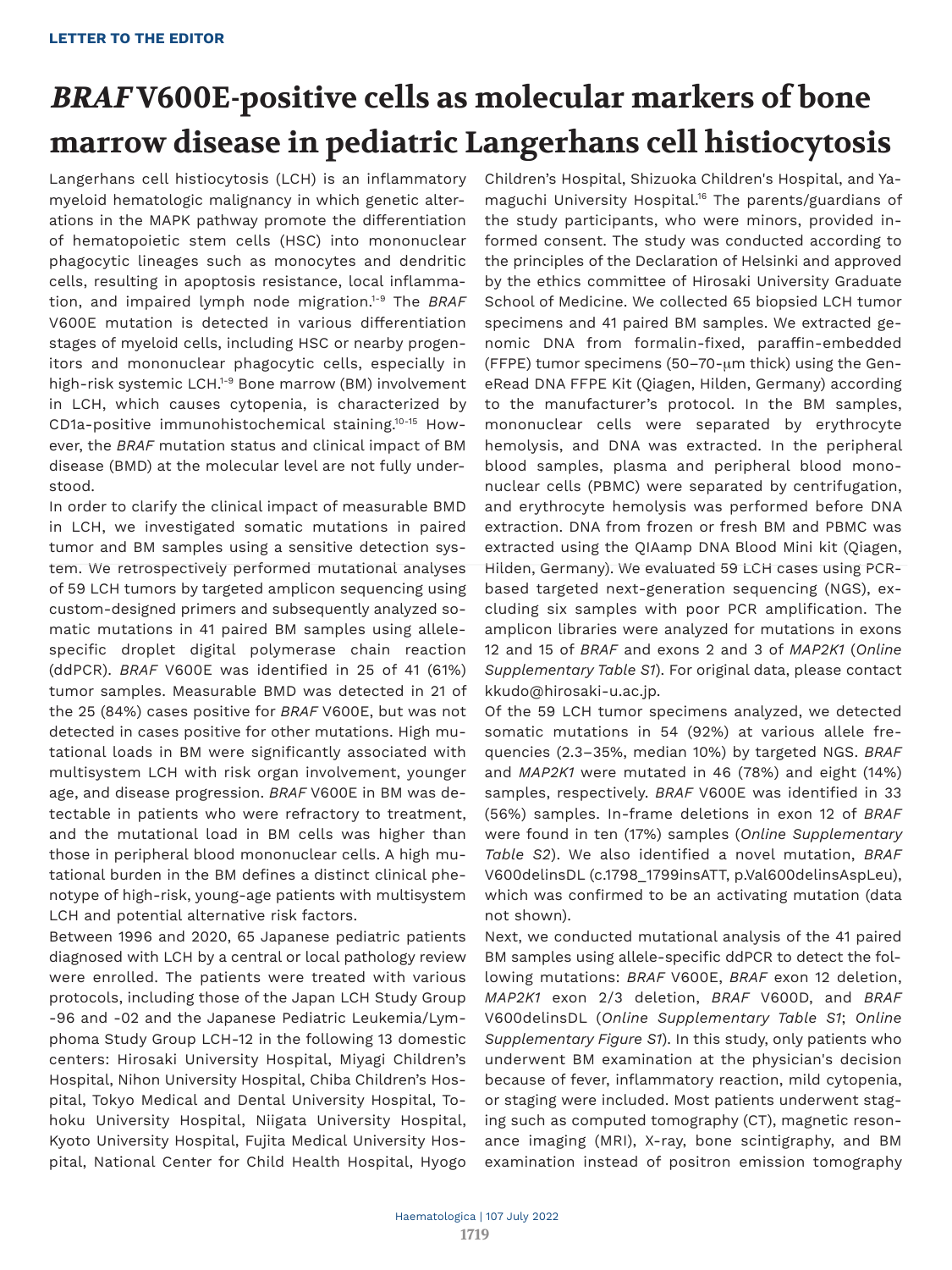LETTER TO THE EDITOR

# *BRAF* V600E-positive cells as molecular markers of bone marrow disease in pediatric Langerhans cell histiocytosis

Langerhans cell histiocytosis (LCH) is an inflammatory myeloid hematologic malignancy in which genetic alterations in the MAPK pathway promote the differentiation of hematopoietic stem cells (HSC) into mononuclear phagocytic lineages such as monocytes and dendritic cells, resulting in apoptosis resistance, local inflammation, and impaired lymph node migration.[1-9] The *BRAF* V600E mutation is detected in various differentiation stages of myeloid cells, including HSC or nearby progenitors and mononuclear phagocytic cells, especially in high-risk systemic LCH.[1-9] Bone marrow (BM) involvement in LCH, which causes cytopenia, is characterized by CD1a-positive immunohistochemical staining.[10-15] However, the *BRAF* mutation status and clinical impact of BM disease (BMD) at the molecular level are not fully understood.

In order to clarify the clinical impact of measurable BMD in LCH, we investigated somatic mutations in paired tumor and BM samples using a sensitive detection system. We retrospectively performed mutational analyses of 59 LCH tumors by targeted amplicon sequencing using custom-designed primers and subsequently analyzed somatic mutations in 41 paired BM samples using allele-specific droplet digital polymerase chain reaction (ddPCR). *BRAF* V600E was identified in 25 of 41 (61%) tumor samples. Measurable BMD was detected in 21 of the 25 (84%) cases positive for *BRAF* V600E, but was not detected in cases positive for other mutations. High mutational loads in BM were significantly associated with multisystem LCH with risk organ involvement, younger age, and disease progression. *BRAF* V600E in BM was detectable in patients who were refractory to treatment, and the mutational load in BM cells was higher than those in peripheral blood mononuclear cells. A high mutational burden in the BM defines a distinct clinical phenotype of high-risk, young-age patients with multisystem LCH and potential alternative risk factors.

Between 1996 and 2020, 65 Japanese pediatric patients diagnosed with LCH by a central or local pathology review were enrolled. The patients were treated with various protocols, including those of the Japan LCH Study Group -96 and -02 and the Japanese Pediatric Leukemia/Lymphoma Study Group LCH-12 in the following 13 domestic centers: Hirosaki University Hospital, Miyagi Children's Hospital, Nihon University Hospital, Chiba Children's Hospital, Tokyo Medical and Dental University Hospital, Tohoku University Hospital, Niigata University Hospital, Kyoto University Hospital, Fujita Medical University Hospital, National Center for Child Health Hospital, Hyogo Children's Hospital, Shizuoka Children's Hospital, and Yamaguchi University Hospital.[16] The parents/guardians of the study participants, who were minors, provided informed consent. The study was conducted according to the principles of the Declaration of Helsinki and approved by the ethics committee of Hirosaki University Graduate School of Medicine. We collected 65 biopsied LCH tumor specimens and 41 paired BM samples. We extracted genomic DNA from formalin-fixed, paraffin-embedded (FFPE) tumor specimens (50–70-μm thick) using the GeneRead DNA FFPE Kit (Qiagen, Hilden, Germany) according to the manufacturer's protocol. In the BM samples, mononuclear cells were separated by erythrocyte hemolysis, and DNA was extracted. In the peripheral blood samples, plasma and peripheral blood mononuclear cells (PBMC) were separated by centrifugation, and erythrocyte hemolysis was performed before DNA extraction. DNA from frozen or fresh BM and PBMC was extracted using the QIAamp DNA Blood Mini kit (Qiagen, Hilden, Germany). We evaluated 59 LCH cases using PCR-based targeted next-generation sequencing (NGS), excluding six samples with poor PCR amplification. The amplicon libraries were analyzed for mutations in exons 12 and 15 of *BRAF* and exons 2 and 3 of *MAP2K1* (*Online Supplementary Table S1*). For original data, please contact kkudo@hirosaki-u.ac.jp.

Of the 59 LCH tumor specimens analyzed, we detected somatic mutations in 54 (92%) at various allele frequencies (2.3–35%, median 10%) by targeted NGS. *BRAF* and *MAP2K1* were mutated in 46 (78%) and eight (14%) samples, respectively. *BRAF* V600E was identified in 33 (56%) samples. In-frame deletions in exon 12 of *BRAF* were found in ten (17%) samples (*Online Supplementary Table S2*). We also identified a novel mutation, *BRAF* V600delinsDL (c.1798_1799insATT, p.Val600delinsAspLeu), which was confirmed to be an activating mutation (data not shown).

Next, we conducted mutational analysis of the 41 paired BM samples using allele-specific ddPCR to detect the following mutations: *BRAF* V600E, *BRAF* exon 12 deletion, *MAP2K1* exon 2/3 deletion, *BRAF* V600D, and *BRAF* V600delinsDL (*Online Supplementary Table S1*; *Online Supplementary Figure S1*). In this study, only patients who underwent BM examination at the physician's decision because of fever, inflammatory reaction, mild cytopenia, or staging were included. Most patients underwent staging such as computed tomography (CT), magnetic resonance imaging (MRI), X-ray, bone scintigraphy, and BM examination instead of positron emission tomography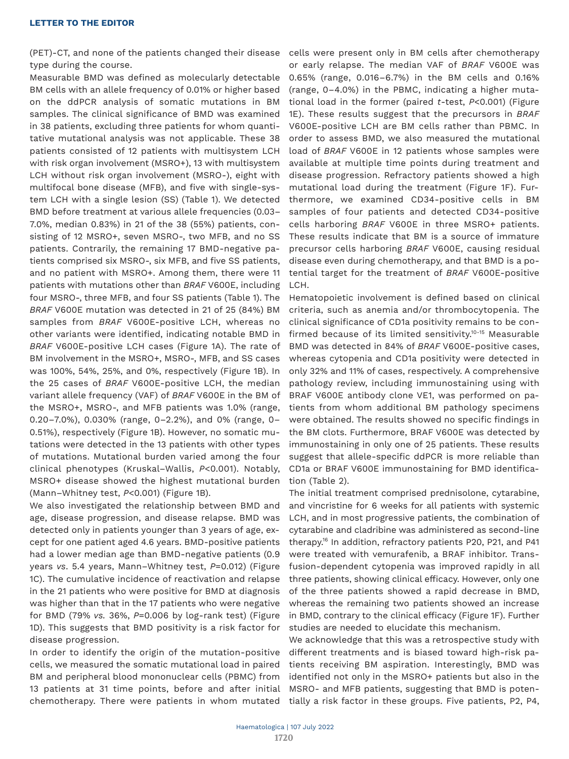(PET)-CT, and none of the patients changed their disease type during the course.

Measurable BMD was defined as molecularly detectable BM cells with an allele frequency of 0.01% or higher based on the ddPCR analysis of somatic mutations in BM samples. The clinical significance of BMD was examined in 38 patients, excluding three patients for whom quantitative mutational analysis was not applicable. These 38 patients consisted of 12 patients with multisystem LCH with risk organ involvement (MSRO+), 13 with multisystem LCH without risk organ involvement (MSRO-), eight with multifocal bone disease (MFB), and five with single-system LCH with a single lesion (SS) (Table 1). We detected BMD before treatment at various allele frequencies (0.03–7.0%, median 0.83%) in 21 of the 38 (55%) patients, consisting of 12 MSRO+, seven MSRO-, two MFB, and no SS patients. Contrarily, the remaining 17 BMD-negative patients comprised six MSRO-, six MFB, and five SS patients, and no patient with MSRO+. Among them, there were 11 patients with mutations other than *BRAF* V600E, including four MSRO-, three MFB, and four SS patients (Table 1). The *BRAF* V600E mutation was detected in 21 of 25 (84%) BM samples from *BRAF* V600E-positive LCH, whereas no other variants were identified, indicating notable BMD in *BRAF* V600E-positive LCH cases (Figure 1A). The rate of BM involvement in the MSRO+, MSRO-, MFB, and SS cases was 100%, 54%, 25%, and 0%, respectively (Figure 1B). In the 25 cases of *BRAF* V600E-positive LCH, the median variant allele frequency (VAF) of *BRAF* V600E in the BM of the MSRO+, MSRO-, and MFB patients was 1.0% (range, 0.20–7.0%), 0.030% (range, 0–2.2%), and 0% (range, 0–0.51%), respectively (Figure 1B). However, no somatic mutations were detected in the 13 patients with other types of mutations. Mutational burden varied among the four clinical phenotypes (Kruskal–Wallis, $P<0.001$). Notably, MSRO+ disease showed the highest mutational burden (Mann–Whitney test, $P<0.001$) (Figure 1B).

We also investigated the relationship between BMD and age, disease progression, and disease relapse. BMD was detected only in patients younger than 3 years of age, except for one patient aged 4.6 years. BMD-positive patients had a lower median age than BMD-negative patients (0.9 years *vs*. 5.4 years, Mann–Whitney test, $P=0.012$) (Figure 1C). The cumulative incidence of reactivation and relapse in the 21 patients who were positive for BMD at diagnosis was higher than that in the 17 patients who were negative for BMD (79% *vs.* 36%, $P=0.006$ by log-rank test) (Figure 1D). This suggests that BMD positivity is a risk factor for disease progression.

In order to identify the origin of the mutation-positive cells, we measured the somatic mutational load in paired BM and peripheral blood mononuclear cells (PBMC) from 13 patients at 31 time points, before and after initial chemotherapy. There were patients in whom mutated cells were present only in BM cells after chemotherapy or early relapse. The median VAF of *BRAF* V600E was 0.65% (range, 0.016–6.7%) in the BM cells and 0.16% (range, 0–4.0%) in the PBMC, indicating a higher mutational load in the former (paired *t*-test, $P<0.001$) (Figure 1E). These results suggest that the precursors in *BRAF* V600E-positive LCH are BM cells rather than PBMC. In order to assess BMD, we also measured the mutational load of *BRAF* V600E in 12 patients whose samples were available at multiple time points during treatment and disease progression. Refractory patients showed a high mutational load during the treatment (Figure 1F). Furthermore, we examined CD34-positive cells in BM samples of four patients and detected CD34-positive cells harboring *BRAF* V600E in three MSRO+ patients. These results indicate that BM is a source of immature precursor cells harboring *BRAF* V600E, causing residual disease even during chemotherapy, and that BMD is a potential target for the treatment of *BRAF* V600E-positive LCH.

Hematopoietic involvement is defined based on clinical criteria, such as anemia and/or thrombocytopenia. The clinical significance of CD1a positivity remains to be confirmed because of its limited sensitivity.[10-15] Measurable BMD was detected in 84% of *BRAF* V600E-positive cases, whereas cytopenia and CD1a positivity were detected in only 32% and 11% of cases, respectively. A comprehensive pathology review, including immunostaining using with BRAF V600E antibody clone VE1, was performed on patients from whom additional BM pathology specimens were obtained. The results showed no specific findings in the BM clots. Furthermore, BRAF V600E was detected by immunostaining in only one of 25 patients. These results suggest that allele-specific ddPCR is more reliable than CD1a or BRAF V600E immunostaining for BMD identification (Table 2).

The initial treatment comprised prednisolone, cytarabine, and vincristine for 6 weeks for all patients with systemic LCH, and in most progressive patients, the combination of cytarabine and cladribine was administered as second-line therapy.[16] In addition, refractory patients P20, P21, and P41 were treated with vemurafenib, a BRAF inhibitor. Transfusion-dependent cytopenia was improved rapidly in all three patients, showing clinical efficacy. However, only one of the three patients showed a rapid decrease in BMD, whereas the remaining two patients showed an increase in BMD, contrary to the clinical efficacy (Figure 1F). Further studies are needed to elucidate this mechanism.

We acknowledge that this was a retrospective study with different treatments and is biased toward high-risk patients receiving BM aspiration. Interestingly, BMD was identified not only in the MSRO+ patients but also in the MSRO- and MFB patients, suggesting that BMD is potentially a risk factor in these groups. Five patients, P2, P4,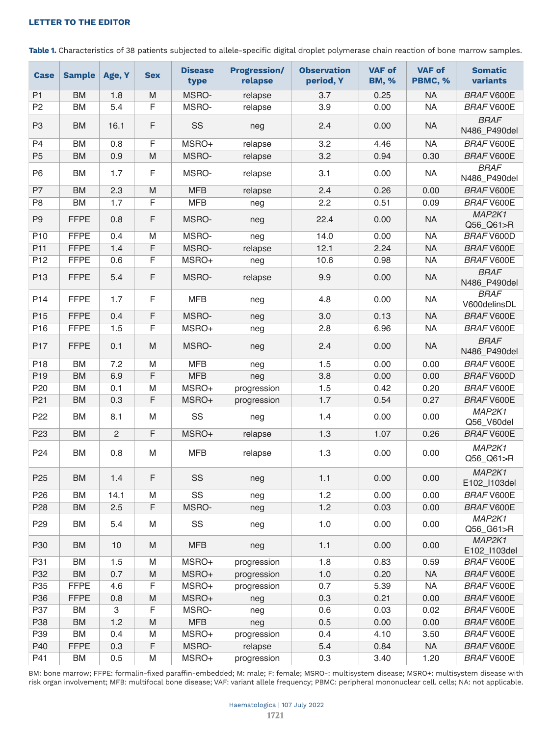**Table 1.** Characteristics of 38 patients subjected to allele-specific digital droplet polymerase chain reaction of bone marrow samples.

| Case | Sample | Age, Y | Sex | Disease type | Progression/ relapse | Observation period, Y | VAF of BM, % | VAF of PBMC, % | Somatic variants |
|---|---|---|---|---|---|---|---|---|---|
| P1 | BM | 1.8 | M | MSRO- | relapse | 3.7 | 0.25 | NA | *BRAF* V600E |
| P2 | BM | 5.4 | F | MSRO- | relapse | 3.9 | 0.00 | NA | *BRAF* V600E |
| P3 | BM | 16.1 | F | SS | neg | 2.4 | 0.00 | NA | *BRAF* N486_P490del |
| P4 | BM | 0.8 | F | MSRO+ | relapse | 3.2 | 4.46 | NA | *BRAF* V600E |
| P5 | BM | 0.9 | M | MSRO- | relapse | 3.2 | 0.94 | 0.30 | *BRAF* V600E |
| P6 | BM | 1.7 | F | MSRO- | relapse | 3.1 | 0.00 | NA | *BRAF* N486_P490del |
| P7 | BM | 2.3 | M | MFB | relapse | 2.4 | 0.26 | 0.00 | *BRAF* V600E |
| P8 | BM | 1.7 | F | MFB | neg | 2.2 | 0.51 | 0.09 | *BRAF* V600E |
| P9 | FFPE | 0.8 | F | MSRO- | neg | 22.4 | 0.00 | NA | *MAP2K1* Q56_Q61>R |
| P10 | FFPE | 0.4 | M | MSRO- | neg | 14.0 | 0.00 | NA | *BRAF* V600D |
| P11 | FFPE | 1.4 | F | MSRO- | relapse | 12.1 | 2.24 | NA | *BRAF* V600E |
| P12 | FFPE | 0.6 | F | MSRO+ | neg | 10.6 | 0.98 | NA | *BRAF* V600E |
| P13 | FFPE | 5.4 | F | MSRO- | relapse | 9.9 | 0.00 | NA | *BRAF* N486_P490del |
| P14 | FFPE | 1.7 | F | MFB | neg | 4.8 | 0.00 | NA | *BRAF* V600delinsDL |
| P15 | FFPE | 0.4 | F | MSRO- | neg | 3.0 | 0.13 | NA | *BRAF* V600E |
| P16 | FFPE | 1.5 | F | MSRO+ | neg | 2.8 | 6.96 | NA | *BRAF* V600E |
| P17 | FFPE | 0.1 | M | MSRO- | neg | 2.4 | 0.00 | NA | *BRAF* N486_P490del |
| P18 | BM | 7.2 | M | MFB | neg | 1.5 | 0.00 | 0.00 | *BRAF* V600E |
| P19 | BM | 6.9 | F | MFB | neg | 3.8 | 0.00 | 0.00 | *BRAF* V600D |
| P20 | BM | 0.1 | M | MSRO+ | progression | 1.5 | 0.42 | 0.20 | *BRAF* V600E |
| P21 | BM | 0.3 | F | MSRO+ | progression | 1.7 | 0.54 | 0.27 | *BRAF* V600E |
| P22 | BM | 8.1 | M | SS | neg | 1.4 | 0.00 | 0.00 | *MAP2K1* Q56_V60del |
| P23 | BM | 2 | F | MSRO+ | relapse | 1.3 | 1.07 | 0.26 | *BRAF* V600E |
| P24 | BM | 0.8 | M | MFB | relapse | 1.3 | 0.00 | 0.00 | *MAP2K1* Q56_Q61>R |
| P25 | BM | 1.4 | F | SS | neg | 1.1 | 0.00 | 0.00 | *MAP2K1* E102_I103del |
| P26 | BM | 14.1 | M | SS | neg | 1.2 | 0.00 | 0.00 | *BRAF* V600E |
| P28 | BM | 2.5 | F | MSRO- | neg | 1.2 | 0.03 | 0.00 | *BRAF* V600E |
| P29 | BM | 5.4 | M | SS | neg | 1.0 | 0.00 | 0.00 | *MAP2K1* Q56_G61>R |
| P30 | BM | 10 | M | MFB | neg | 1.1 | 0.00 | 0.00 | *MAP2K1* E102_I103del |
| P31 | BM | 1.5 | M | MSRO+ | progression | 1.8 | 0.83 | 0.59 | *BRAF* V600E |
| P32 | BM | 0.7 | M | MSRO+ | progression | 1.0 | 0.20 | NA | *BRAF* V600E |
| P35 | FFPE | 4.6 | F | MSRO+ | progression | 0.7 | 5.39 | NA | *BRAF* V600E |
| P36 | FFPE | 0.8 | M | MSRO+ | neg | 0.3 | 0.21 | 0.00 | *BRAF* V600E |
| P37 | BM | 3 | F | MSRO- | neg | 0.6 | 0.03 | 0.02 | *BRAF* V600E |
| P38 | BM | 1.2 | M | MFB | neg | 0.5 | 0.00 | 0.00 | *BRAF* V600E |
| P39 | BM | 0.4 | M | MSRO+ | progression | 0.4 | 4.10 | 3.50 | *BRAF* V600E |
| P40 | FFPE | 0.3 | F | MSRO- | relapse | 5.4 | 0.84 | NA | *BRAF* V600E |
| P41 | BM | 0.5 | M | MSRO+ | progression | 0.3 | 3.40 | 1.20 | *BRAF* V600E |

BM: bone marrow; FFPE: formalin-fixed paraffin-embedded; M: male; F: female; MSRO-: multisystem disease; MSRO+: multisystem disease with risk organ involvement; MFB: multifocal bone disease; VAF: variant allele frequency; PBMC: peripheral mononuclear cell. cells; NA: not applicable.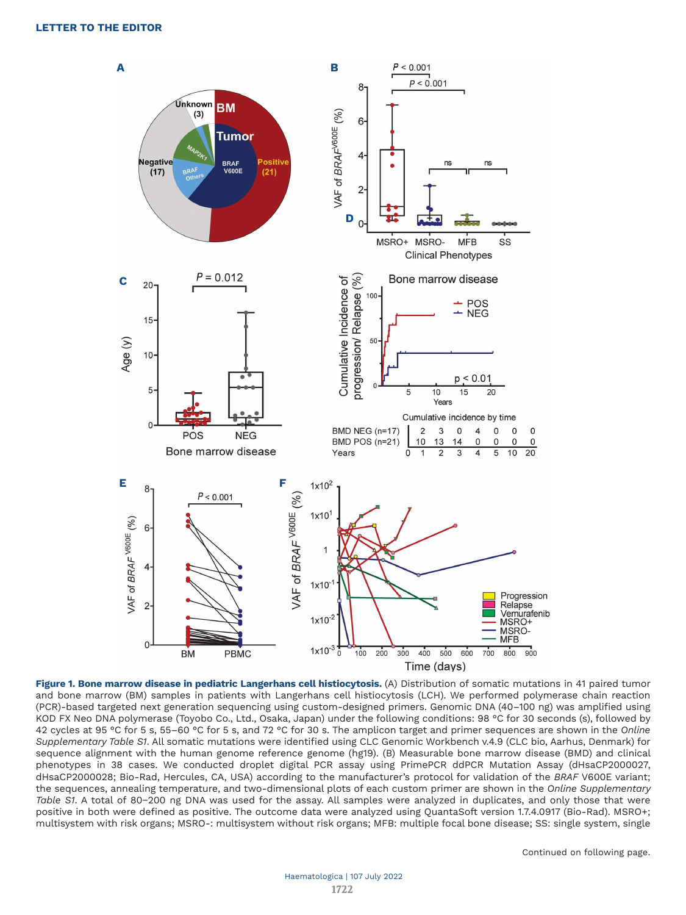**Figure 1. Bone marrow disease in pediatric Langerhans cell histiocytosis.** (A) Distribution of somatic mutations in 41 paired tumor and bone marrow (BM) samples in patients with Langerhans cell histiocytosis (LCH). We performed polymerase chain reaction (PCR)-based targeted next generation sequencing using custom-designed primers. Genomic DNA (40–100 ng) was amplified using KOD FX Neo DNA polymerase (Toyobo Co., Ltd., Osaka, Japan) under the following conditions: 98 °C for 30 seconds (s), followed by 42 cycles at 95 °C for 5 s, 55–60 °C for 5 s, and 72 °C for 30 s. The amplicon target and primer sequences are shown in the *Online Supplementary Table S1*. All somatic mutations were identified using CLC Genomic Workbench v.4.9 (CLC bio, Aarhus, Denmark) for sequence alignment with the human genome reference genome (hg19). (B) Measurable bone marrow disease (BMD) and clinical phenotypes in 38 cases. We conducted droplet digital PCR assay using PrimePCR ddPCR Mutation Assay (dHsaCP2000027, dHsaCP2000028; Bio-Rad, Hercules, CA, USA) according to the manufacturer's protocol for validation of the *BRAF* V600E variant; the sequences, annealing temperature, and two-dimensional plots of each custom primer are shown in the *Online Supplementary Table S1*. A total of 80–200 ng DNA was used for the assay. All samples were analyzed in duplicates, and only those that were positive in both were defined as positive. The outcome data were analyzed using QuantaSoft version 1.7.4.0917 (Bio-Rad). MSRO+; multisystem with risk organs; MSRO-: multisystem without risk organs; MFB: multiple focal bone disease; SS: single system, single

Continued on following page.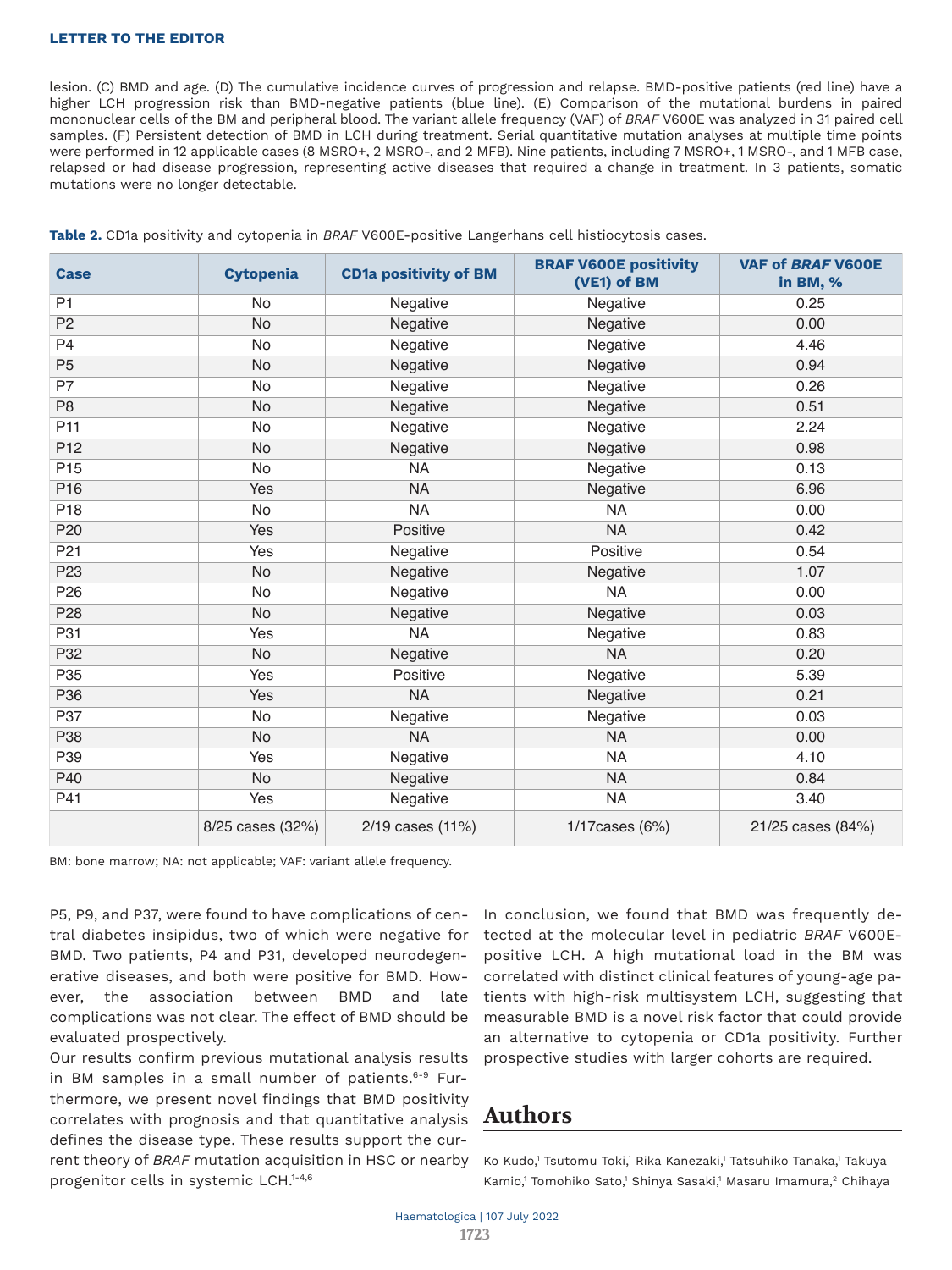lesion. (C) BMD and age. (D) The cumulative incidence curves of progression and relapse. BMD-positive patients (red line) have a higher LCH progression risk than BMD-negative patients (blue line). (E) Comparison of the mutational burdens in paired mononuclear cells of the BM and peripheral blood. The variant allele frequency (VAF) of *BRAF* V600E was analyzed in 31 paired cell samples. (F) Persistent detection of BMD in LCH during treatment. Serial quantitative mutation analyses at multiple time points were performed in 12 applicable cases (8 MSRO+, 2 MSRO-, and 2 MFB). Nine patients, including 7 MSRO+, 1 MSRO-, and 1 MFB case, relapsed or had disease progression, representing active diseases that required a change in treatment. In 3 patients, somatic mutations were no longer detectable.

**Table 2.** CD1a positivity and cytopenia in *BRAF* V600E-positive Langerhans cell histiocytosis cases.

| Case | Cytopenia | CD1a positivity of BM | BRAF V600E positivity (VE1) of BM | VAF of *BRAF* V600E in BM, % |
|---|---|---|---|---|
| P1 | No | Negative | Negative | 0.25 |
| P2 | No | Negative | Negative | 0.00 |
| P4 | No | Negative | Negative | 4.46 |
| P5 | No | Negative | Negative | 0.94 |
| P7 | No | Negative | Negative | 0.26 |
| P8 | No | Negative | Negative | 0.51 |
| P11 | No | Negative | Negative | 2.24 |
| P12 | No | Negative | Negative | 0.98 |
| P15 | No | NA | Negative | 0.13 |
| P16 | Yes | NA | Negative | 6.96 |
| P18 | No | NA | NA | 0.00 |
| P20 | Yes | Positive | NA | 0.42 |
| P21 | Yes | Negative | Positive | 0.54 |
| P23 | No | Negative | Negative | 1.07 |
| P26 | No | Negative | NA | 0.00 |
| P28 | No | Negative | Negative | 0.03 |
| P31 | Yes | NA | Negative | 0.83 |
| P32 | No | Negative | NA | 0.20 |
| P35 | Yes | Positive | Negative | 5.39 |
| P36 | Yes | NA | Negative | 0.21 |
| P37 | No | Negative | Negative | 0.03 |
| P38 | No | NA | NA | 0.00 |
| P39 | Yes | Negative | NA | 4.10 |
| P40 | No | Negative | NA | 0.84 |
| P41 | Yes | Negative | NA | 3.40 |
| | 8/25 cases (32%) | 2/19 cases (11%) | 1/17cases (6%) | 21/25 cases (84%) |

BM: bone marrow; NA: not applicable; VAF: variant allele frequency.

P5, P9, and P37, were found to have complications of central diabetes insipidus, two of which were negative for BMD. Two patients, P4 and P31, developed neurodegenerative diseases, and both were positive for BMD. However, the association between BMD and late complications was not clear. The effect of BMD should be evaluated prospectively.

Our results confirm previous mutational analysis results in BM samples in a small number of patients.[6-9] Furthermore, we present novel findings that BMD positivity correlates with prognosis and that quantitative analysis defines the disease type. These results support the current theory of *BRAF* mutation acquisition in HSC or nearby progenitor cells in systemic LCH.[1-4,6]

In conclusion, we found that BMD was frequently detected at the molecular level in pediatric *BRAF* V600E-positive LCH. A high mutational load in the BM was correlated with distinct clinical features of young-age patients with high-risk multisystem LCH, suggesting that measurable BMD is a novel risk factor that could provide an alternative to cytopenia or CD1a positivity. Further prospective studies with larger cohorts are required.

## Authors

Ko Kudo,[1] Tsutomu Toki,[1] Rika Kanezaki,[1] Tatsuhiko Tanaka,[1] Takuya Kamio,[1] Tomohiko Sato,[1] Shinya Sasaki,[1] Masaru Imamura,[2] Chihaya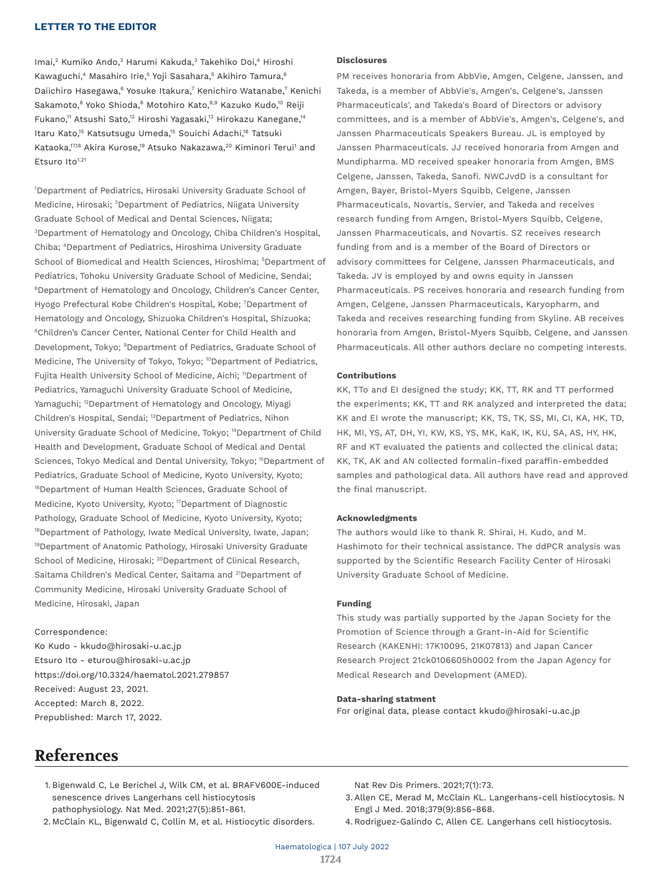Imai,[2] Kumiko Ando,[3] Harumi Kakuda,[3] Takehiko Doi,[4] Hiroshi Kawaguchi,[4] Masahiro Irie,[5] Yoji Sasahara,[5] Akihiro Tamura,[6] Daiichiro Hasegawa,[6] Yosuke Itakura,[7] Kenichiro Watanabe,[7] Kenichi Sakamoto,[8] Yoko Shioda,[8] Motohiro Kato,[8,9] Kazuko Kudo,[10] Reiji Fukano,[11] Atsushi Sato,[12] Hiroshi Yagasaki,[13] Hirokazu Kanegane,[14] Itaru Kato,[15] Katsutsugu Umeda,[15] Souichi Adachi,[16] Tatsuki Kataoka,[17,18] Akira Kurose,[19] Atsuko Nakazawa,[20] Kiminori Terui[1] and Etsuro Ito[1,21]

[1]Department of Pediatrics, Hirosaki University Graduate School of Medicine, Hirosaki; [2]Department of Pediatrics, Niigata University Graduate School of Medical and Dental Sciences, Niigata; [3]Department of Hematology and Oncology, Chiba Children's Hospital, Chiba; [4]Department of Pediatrics, Hiroshima University Graduate School of Biomedical and Health Sciences, Hiroshima; [5]Department of Pediatrics, Tohoku University Graduate School of Medicine, Sendai; [6]Department of Hematology and Oncology, Children's Cancer Center, Hyogo Prefectural Kobe Children's Hospital, Kobe; [7]Department of Hematology and Oncology, Shizuoka Children's Hospital, Shizuoka; [8]Children's Cancer Center, National Center for Child Health and Development, Tokyo; [9]Department of Pediatrics, Graduate School of Medicine, The University of Tokyo, Tokyo; [10]Department of Pediatrics, Fujita Health University School of Medicine, Aichi; [11]Department of Pediatrics, Yamaguchi University Graduate School of Medicine, Yamaguchi; [12]Department of Hematology and Oncology, Miyagi Children's Hospital, Sendai; [13]Department of Pediatrics, Nihon University Graduate School of Medicine, Tokyo; [14]Department of Child Health and Development, Graduate School of Medical and Dental Sciences, Tokyo Medical and Dental University, Tokyo; [15]Department of Pediatrics, Graduate School of Medicine, Kyoto University, Kyoto; [16]Department of Human Health Sciences, Graduate School of Medicine, Kyoto University, Kyoto; [17]Department of Diagnostic Pathology, Graduate School of Medicine, Kyoto University, Kyoto; [18]Department of Pathology, Iwate Medical University, Iwate, Japan; [19]Department of Anatomic Pathology, Hirosaki University Graduate School of Medicine, Hirosaki; [20]Department of Clinical Research, Saitama Children's Medical Center, Saitama and [21]Department of Community Medicine, Hirosaki University Graduate School of Medicine, Hirosaki, Japan

Correspondence:
Ko Kudo - kkudo@hirosaki-u.ac.jp
Etsuro Ito - eturou@hirosaki-u.ac.jp
https://doi.org/10.3324/haematol.2021.279857
Received: August 23, 2021.
Accepted: March 8, 2022.
Prepublished: March 17, 2022.

**Disclosures**

PM receives honoraria from AbbVie, Amgen, Celgene, Janssen, and Takeda, is a member of AbbVie's, Amgen's, Celgene's, Janssen Pharmaceuticals', and Takeda's Board of Directors or advisory committees, and is a member of AbbVie's, Amgen's, Celgene's, and Janssen Pharmaceuticals Speakers Bureau. JL is employed by Janssen Pharmaceuticals. JJ received honoraria from Amgen and Mundipharma. MD received speaker honoraria from Amgen, BMS Celgene, Janssen, Takeda, Sanofi. NWCJvdD is a consultant for Amgen, Bayer, Bristol-Myers Squibb, Celgene, Janssen Pharmaceuticals, Novartis, Servier, and Takeda and receives research funding from Amgen, Bristol-Myers Squibb, Celgene, Janssen Pharmaceuticals, and Novartis. SZ receives research funding from and is a member of the Board of Directors or advisory committees for Celgene, Janssen Pharmaceuticals, and Takeda. JV is employed by and owns equity in Janssen Pharmaceuticals. PS receives honoraria and research funding from Amgen, Celgene, Janssen Pharmaceuticals, Karyopharm, and Takeda and receives researching funding from Skyline. AB receives honoraria from Amgen, Bristol-Myers Squibb, Celgene, and Janssen Pharmaceuticals. All other authors declare no competing interests.

**Contributions**

KK, TTo and EI designed the study; KK, TT, RK and TT performed the experiments; KK, TT and RK analyzed and interpreted the data; KK and EI wrote the manuscript; KK, TS, TK, SS, MI, CI, KA, HK, TD, HK, MI, YS, AT, DH, YI, KW, KS, YS, MK, KaK, IK, KU, SA, AS, HY, HK, RF and KT evaluated the patients and collected the clinical data; KK, TK, AK and AN collected formalin-fixed paraffin-embedded samples and pathological data. All authors have read and approved the final manuscript.

**Acknowledgments**

The authors would like to thank R. Shirai, H. Kudo, and M. Hashimoto for their technical assistance. The ddPCR analysis was supported by the Scientific Research Facility Center of Hirosaki University Graduate School of Medicine.

**Funding**

This study was partially supported by the Japan Society for the Promotion of Science through a Grant-in-Aid for Scientific Research (KAKENHI: 17K10095, 21K07813) and Japan Cancer Research Project 21ck0106605h0002 from the Japan Agency for Medical Research and Development (AMED).

**Data-sharing statment**

For original data, please contact kkudo@hirosaki-u.ac.jp

# References

1. Bigenwald C, Le Berichel J, Wilk CM, et al. BRAFV600E-induced senescence drives Langerhans cell histiocytosis pathophysiology. Nat Med. 2021;27(5):851-861.
2. McClain KL, Bigenwald C, Collin M, et al. Histiocytic disorders. Nat Rev Dis Primers. 2021;7(1):73.
3. Allen CE, Merad M, McClain KL. Langerhans-cell histiocytosis. N Engl J Med. 2018;379(9):856-868.
4. Rodriguez-Galindo C, Allen CE. Langerhans cell histiocytosis.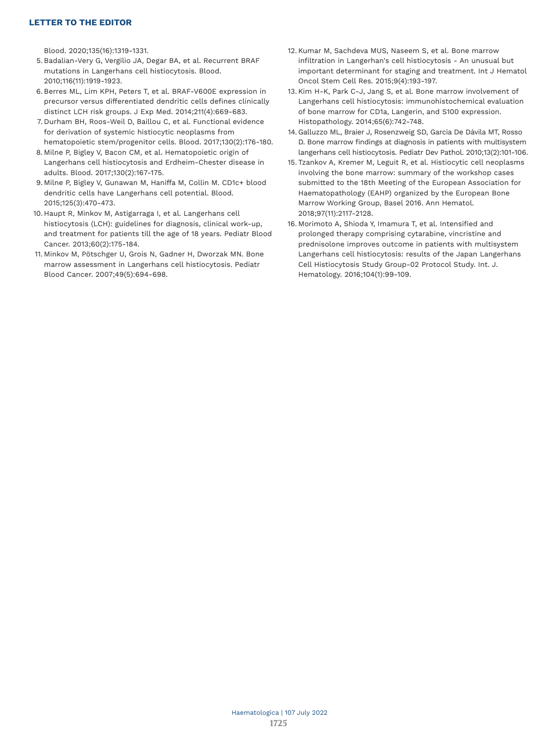Blood. 2020;135(16):1319-1331.

5. Badalian-Very G, Vergilio JA, Degar BA, et al. Recurrent BRAF mutations in Langerhans cell histiocytosis. Blood. 2010;116(11):1919-1923.
6. Berres ML, Lim KPH, Peters T, et al. BRAF-V600E expression in precursor versus differentiated dendritic cells defines clinically distinct LCH risk groups. J Exp Med. 2014;211(4):669-683.
7. Durham BH, Roos-Weil D, Baillou C, et al. Functional evidence for derivation of systemic histiocytic neoplasms from hematopoietic stem/progenitor cells. Blood. 2017;130(2):176-180.
8. Milne P, Bigley V, Bacon CM, et al. Hematopoietic origin of Langerhans cell histiocytosis and Erdheim-Chester disease in adults. Blood. 2017;130(2):167-175.
9. Milne P, Bigley V, Gunawan M, Haniffa M, Collin M. CD1c+ blood dendritic cells have Langerhans cell potential. Blood. 2015;125(3):470-473.
10. Haupt R, Minkov M, Astigarraga I, et al. Langerhans cell histiocytosis (LCH): guidelines for diagnosis, clinical work-up, and treatment for patients till the age of 18 years. Pediatr Blood Cancer. 2013;60(2):175-184.
11. Minkov M, Pötschger U, Grois N, Gadner H, Dworzak MN. Bone marrow assessment in Langerhans cell histiocytosis. Pediatr Blood Cancer. 2007;49(5):694-698.
12. Kumar M, Sachdeva MUS, Naseem S, et al. Bone marrow infiltration in Langerhan's cell histiocytosis - An unusual but important determinant for staging and treatment. Int J Hematol Oncol Stem Cell Res. 2015;9(4):193-197.
13. Kim H-K, Park C-J, Jang S, et al. Bone marrow involvement of Langerhans cell histiocytosis: immunohistochemical evaluation of bone marrow for CD1a, Langerin, and S100 expression. Histopathology. 2014;65(6):742-748.
14. Galluzzo ML, Braier J, Rosenzweig SD, Garcia De Dávila MT, Rosso D. Bone marrow findings at diagnosis in patients with multisystem langerhans cell histiocytosis. Pediatr Dev Pathol. 2010;13(2):101-106.
15. Tzankov A, Kremer M, Leguit R, et al. Histiocytic cell neoplasms involving the bone marrow: summary of the workshop cases submitted to the 18th Meeting of the European Association for Haematopathology (EAHP) organized by the European Bone Marrow Working Group, Basel 2016. Ann Hematol. 2018;97(11):2117-2128.
16. Morimoto A, Shioda Y, Imamura T, et al. Intensified and prolonged therapy comprising cytarabine, vincristine and prednisolone improves outcome in patients with multisystem Langerhans cell histiocytosis: results of the Japan Langerhans Cell Histiocytosis Study Group-02 Protocol Study. Int. J. Hematology. 2016;104(1):99-109.